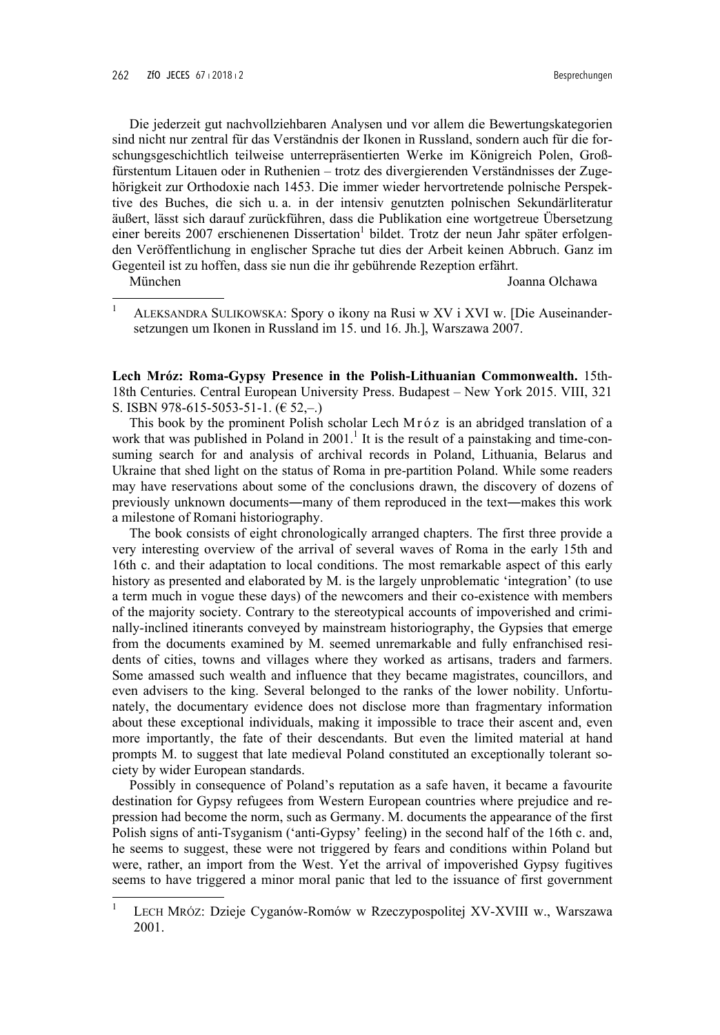Die jederzeit gut nachvollziehbaren Analysen und vor allem die Bewertungskategorien sind nicht nur zentral für das Verständnis der Ikonen in Russland, sondern auch für die forschungsgeschichtlich teilweise unterrepräsentierten Werke im Königreich Polen, Großfürstentum Litauen oder in Ruthenien – trotz des divergierenden Verständnisses der Zugehörigkeit zur Orthodoxie nach 1453. Die immer wieder hervortretende polnische Perspektive des Buches, die sich u. a. in der intensiv genutzten polnischen Sekundärliteratur äußert, lässt sich darauf zurückführen, dass die Publikation eine wortgetreue Übersetzung einer bereits 2007 erschienenen Dissertation[1] bildet. Trotz der neun Jahr später erfolgenden Veröffentlichung in englischer Sprache tut dies der Arbeit keinen Abbruch. Ganz im Gegenteil ist zu hoffen, dass sie nun die ihr gebührende Rezeption erfährt.

München Joanna Olchawa

[1] ALEKSANDRA SULIKOWSKA: Spory o ikony na Rusi w XV i XVI w. [Die Auseinandersetzungen um Ikonen in Russland im 15. und 16. Jh.], Warszawa 2007.

**Lech Mróz: Roma-Gypsy Presence in the Polish-Lithuanian Commonwealth.** 15th-18th Centuries. Central European University Press. Budapest – New York 2015. VIII, 321 S. ISBN 978-615-5053-51-1. (€ 52,–.)

This book by the prominent Polish scholar Lech Mróz is an abridged translation of a work that was published in Poland in 2001.[1] It is the result of a painstaking and time-consuming search for and analysis of archival records in Poland, Lithuania, Belarus and Ukraine that shed light on the status of Roma in pre-partition Poland. While some readers may have reservations about some of the conclusions drawn, the discovery of dozens of previously unknown documents―many of them reproduced in the text―makes this work a milestone of Romani historiography.

The book consists of eight chronologically arranged chapters. The first three provide a very interesting overview of the arrival of several waves of Roma in the early 15th and 16th c. and their adaptation to local conditions. The most remarkable aspect of this early history as presented and elaborated by M. is the largely unproblematic 'integration' (to use a term much in vogue these days) of the newcomers and their co-existence with members of the majority society. Contrary to the stereotypical accounts of impoverished and criminally-inclined itinerants conveyed by mainstream historiography, the Gypsies that emerge from the documents examined by M. seemed unremarkable and fully enfranchised residents of cities, towns and villages where they worked as artisans, traders and farmers. Some amassed such wealth and influence that they became magistrates, councillors, and even advisers to the king. Several belonged to the ranks of the lower nobility. Unfortunately, the documentary evidence does not disclose more than fragmentary information about these exceptional individuals, making it impossible to trace their ascent and, even more importantly, the fate of their descendants. But even the limited material at hand prompts M. to suggest that late medieval Poland constituted an exceptionally tolerant society by wider European standards.

Possibly in consequence of Poland's reputation as a safe haven, it became a favourite destination for Gypsy refugees from Western European countries where prejudice and repression had become the norm, such as Germany. M. documents the appearance of the first Polish signs of anti-Tsyganism ('anti-Gypsy' feeling) in the second half of the 16th c. and, he seems to suggest, these were not triggered by fears and conditions within Poland but were, rather, an import from the West. Yet the arrival of impoverished Gypsy fugitives seems to have triggered a minor moral panic that led to the issuance of first government

[1] LECH MRÓZ: Dzieje Cyganów-Romów w Rzeczypospolitej XV-XVIII w., Warszawa 2001.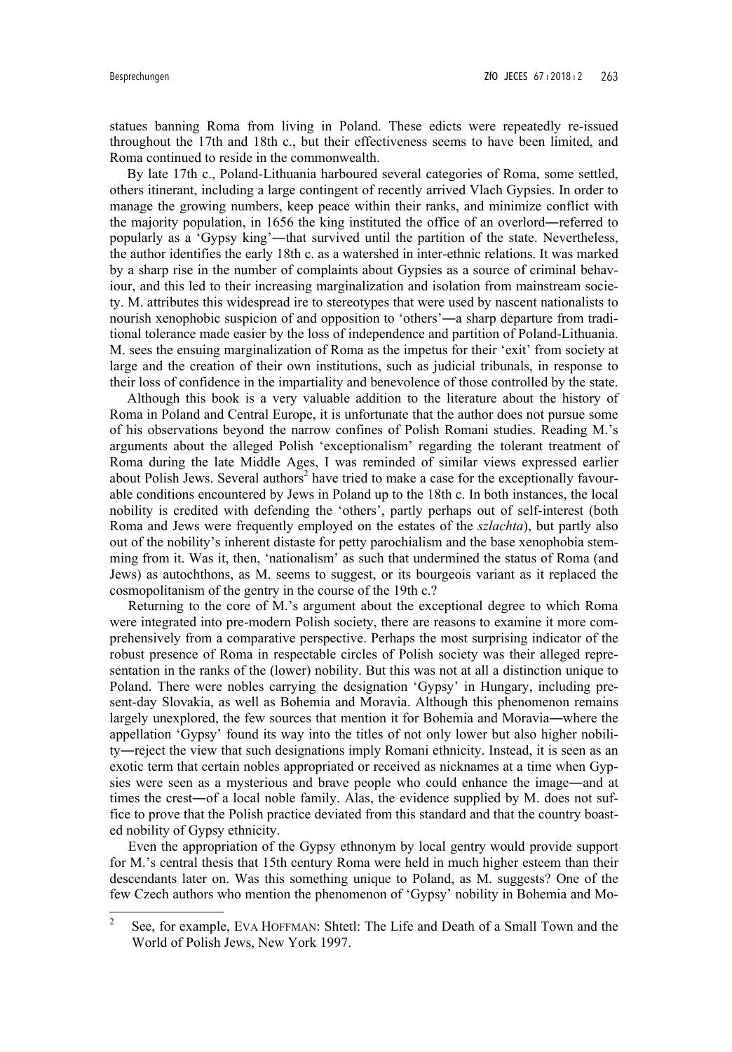statues banning Roma from living in Poland. These edicts were repeatedly re-issued throughout the 17th and 18th c., but their effectiveness seems to have been limited, and Roma continued to reside in the commonwealth.

By late 17th c., Poland-Lithuania harboured several categories of Roma, some settled, others itinerant, including a large contingent of recently arrived Vlach Gypsies. In order to manage the growing numbers, keep peace within their ranks, and minimize conflict with the majority population, in 1656 the king instituted the office of an overlord―referred to popularly as a 'Gypsy king'―that survived until the partition of the state. Nevertheless, the author identifies the early 18th c. as a watershed in inter-ethnic relations. It was marked by a sharp rise in the number of complaints about Gypsies as a source of criminal behaviour, and this led to their increasing marginalization and isolation from mainstream society. M. attributes this widespread ire to stereotypes that were used by nascent nationalists to nourish xenophobic suspicion of and opposition to 'others'―a sharp departure from traditional tolerance made easier by the loss of independence and partition of Poland-Lithuania. M. sees the ensuing marginalization of Roma as the impetus for their 'exit' from society at large and the creation of their own institutions, such as judicial tribunals, in response to their loss of confidence in the impartiality and benevolence of those controlled by the state.

Although this book is a very valuable addition to the literature about the history of Roma in Poland and Central Europe, it is unfortunate that the author does not pursue some of his observations beyond the narrow confines of Polish Romani studies. Reading M.'s arguments about the alleged Polish 'exceptionalism' regarding the tolerant treatment of Roma during the late Middle Ages, I was reminded of similar views expressed earlier about Polish Jews. Several authors[2] have tried to make a case for the exceptionally favourable conditions encountered by Jews in Poland up to the 18th c. In both instances, the local nobility is credited with defending the 'others', partly perhaps out of self-interest (both Roma and Jews were frequently employed on the estates of the *szlachta*), but partly also out of the nobility's inherent distaste for petty parochialism and the base xenophobia stemming from it. Was it, then, 'nationalism' as such that undermined the status of Roma (and Jews) as autochthons, as M. seems to suggest, or its bourgeois variant as it replaced the cosmopolitanism of the gentry in the course of the 19th c.?

Returning to the core of M.'s argument about the exceptional degree to which Roma were integrated into pre-modern Polish society, there are reasons to examine it more comprehensively from a comparative perspective. Perhaps the most surprising indicator of the robust presence of Roma in respectable circles of Polish society was their alleged representation in the ranks of the (lower) nobility. But this was not at all a distinction unique to Poland. There were nobles carrying the designation 'Gypsy' in Hungary, including present-day Slovakia, as well as Bohemia and Moravia. Although this phenomenon remains largely unexplored, the few sources that mention it for Bohemia and Moravia―where the appellation 'Gypsy' found its way into the titles of not only lower but also higher nobility―reject the view that such designations imply Romani ethnicity. Instead, it is seen as an exotic term that certain nobles appropriated or received as nicknames at a time when Gypsies were seen as a mysterious and brave people who could enhance the image―and at times the crest―of a local noble family. Alas, the evidence supplied by M. does not suffice to prove that the Polish practice deviated from this standard and that the country boasted nobility of Gypsy ethnicity.

Even the appropriation of the Gypsy ethnonym by local gentry would provide support for M.'s central thesis that 15th century Roma were held in much higher esteem than their descendants later on. Was this something unique to Poland, as M. suggests? One of the few Czech authors who mention the phenomenon of 'Gypsy' nobility in Bohemia and Mo-

---

[2] See, for example, EVA HOFFMAN: Shtetl: The Life and Death of a Small Town and the World of Polish Jews, New York 1997.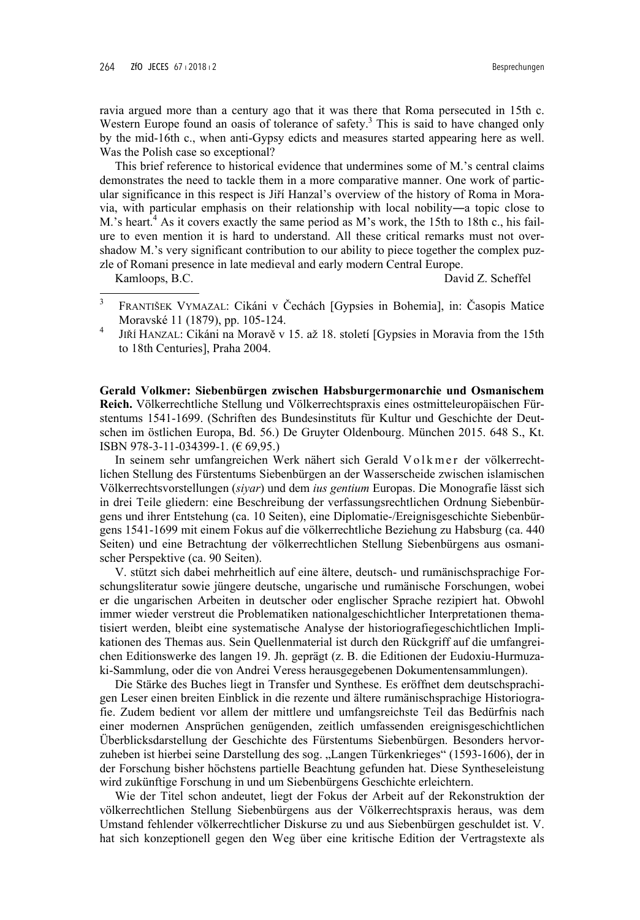ravia argued more than a century ago that it was there that Roma persecuted in 15th c. Western Europe found an oasis of tolerance of safety.[3] This is said to have changed only by the mid-16th c., when anti-Gypsy edicts and measures started appearing here as well. Was the Polish case so exceptional?

This brief reference to historical evidence that undermines some of M.'s central claims demonstrates the need to tackle them in a more comparative manner. One work of particular significance in this respect is Jiří Hanzal's overview of the history of Roma in Moravia, with particular emphasis on their relationship with local nobility—a topic close to M.'s heart.[4] As it covers exactly the same period as M's work, the 15th to 18th c., his failure to even mention it is hard to understand. All these critical remarks must not overshadow M.'s very significant contribution to our ability to piece together the complex puzzle of Romani presence in late medieval and early modern Central Europe.

Kamloops, B.C. — David Z. Scheffel

---

[3] FRANTIŠEK VYMAZAL: Cikáni v Čechách [Gypsies in Bohemia], in: Časopis Matice Moravské 11 (1879), pp. 105-124.

[4] JIŘÍ HANZAL: Cikáni na Moravě v 15. až 18. století [Gypsies in Moravia from the 15th to 18th Centuries], Praha 2004.

**Gerald Volkmer: Siebenbürgen zwischen Habsburgermonarchie und Osmanischem Reich.** Völkerrechtliche Stellung und Völkerrechtspraxis eines ostmitteleuropäischen Fürstentums 1541-1699. (Schriften des Bundesinstituts für Kultur und Geschichte der Deutschen im östlichen Europa, Bd. 56.) De Gruyter Oldenbourg. München 2015. 648 S., Kt. ISBN 978-3-11-034399-1. (€ 69,95.)

In seinem sehr umfangreichen Werk nähert sich Gerald Volkmer der völkerrechtlichen Stellung des Fürstentums Siebenbürgen an der Wasserscheide zwischen islamischen Völkerrechtsvorstellungen (*siyar*) und dem *ius gentium* Europas. Die Monografie lässt sich in drei Teile gliedern: eine Beschreibung der verfassungsrechtlichen Ordnung Siebenbürgens und ihrer Entstehung (ca. 10 Seiten), eine Diplomatie-/Ereignisgeschichte Siebenbürgens 1541-1699 mit einem Fokus auf die völkerrechtliche Beziehung zu Habsburg (ca. 440 Seiten) und eine Betrachtung der völkerrechtlichen Stellung Siebenbürgens aus osmanischer Perspektive (ca. 90 Seiten).

V. stützt sich dabei mehrheitlich auf eine ältere, deutsch- und rumänischsprachige Forschungsliteratur sowie jüngere deutsche, ungarische und rumänische Forschungen, wobei er die ungarischen Arbeiten in deutscher oder englischer Sprache rezipiert hat. Obwohl immer wieder verstreut die Problematiken nationalgeschichtlicher Interpretationen thematisiert werden, bleibt eine systematische Analyse der historiografiegeschichtlichen Implikationen des Themas aus. Sein Quellenmaterial ist durch den Rückgriff auf die umfangreichen Editionswerke des langen 19. Jh. geprägt (z. B. die Editionen der Eudoxiu-Hurmuzaki-Sammlung, oder die von Andrei Veress herausgegebenen Dokumentensammlungen).

Die Stärke des Buches liegt in Transfer und Synthese. Es eröffnet dem deutschsprachigen Leser einen breiten Einblick in die rezente und ältere rumänischsprachige Historiografie. Zudem bedient vor allem der mittlere und umfangsreichste Teil das Bedürfnis nach einer modernen Ansprüchen genügenden, zeitlich umfassenden ereignisgeschichtlichen Überblicksdarstellung der Geschichte des Fürstentums Siebenbürgen. Besonders hervorzuheben ist hierbei seine Darstellung des sog. „Langen Türkenkrieges" (1593-1606), der in der Forschung bisher höchstens partielle Beachtung gefunden hat. Diese Syntheseleistung wird zukünftige Forschung in und um Siebenbürgens Geschichte erleichtern.

Wie der Titel schon andeutet, liegt der Fokus der Arbeit auf der Rekonstruktion der völkerrechtlichen Stellung Siebenbürgens aus der Völkerrechtspraxis heraus, was dem Umstand fehlender völkerrechtlicher Diskurse zu und aus Siebenbürgen geschuldet ist. V. hat sich konzeptionell gegen den Weg über eine kritische Edition der Vertragstexte als